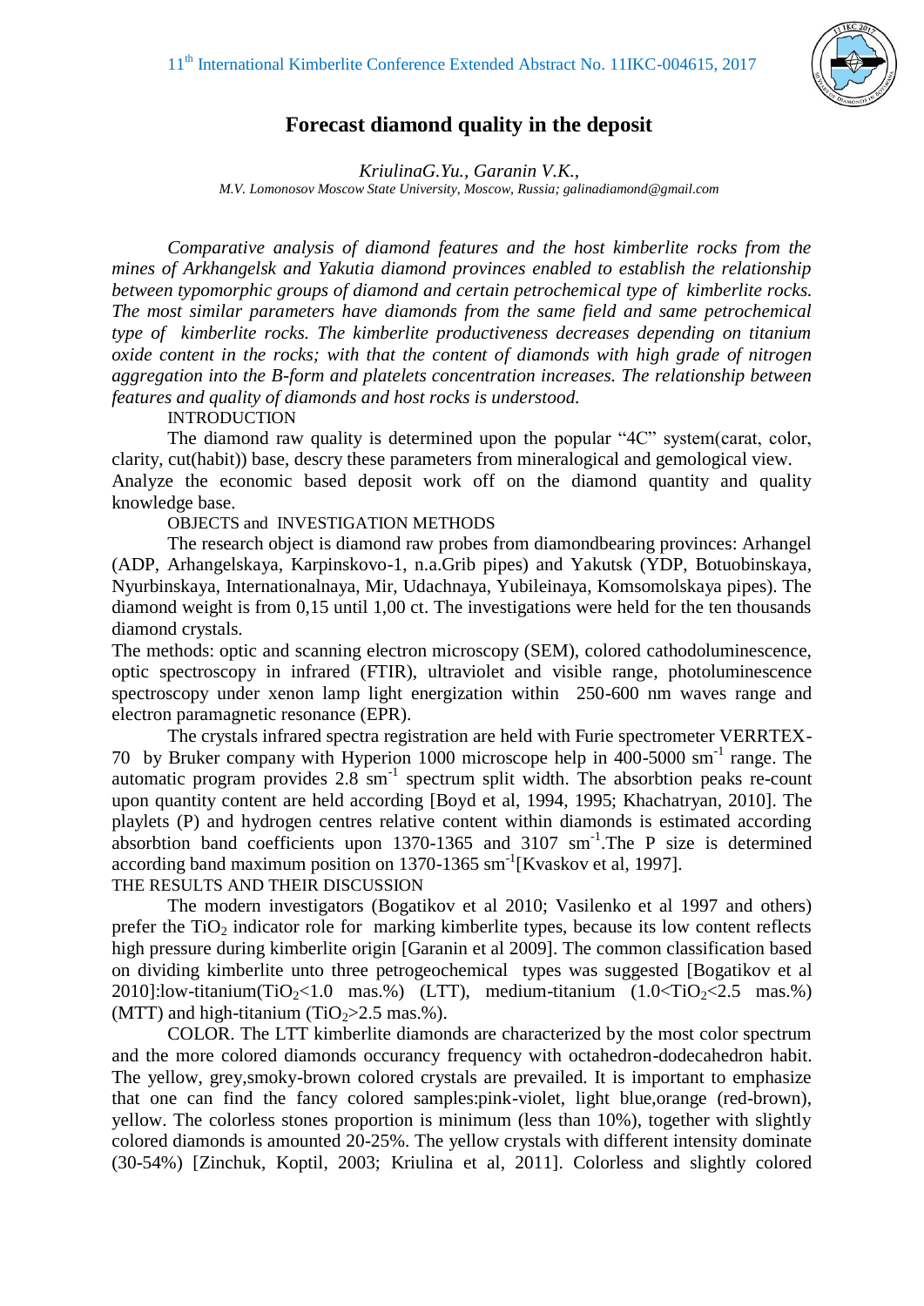# Forecast diamond quality in the deposit

*KriulinaG.Yu., Garanin V.K.,*

*M.V. Lomonosov Moscow State University, Moscow, Russia; galinadiamond@gmail.com*

*Comparative analysis of diamond features and the host kimberlite rocks from the mines of Arkhangelsk and Yakutia diamond provinces enabled to establish the relationship between typomorphic groups of diamond and certain petrochemical type of kimberlite rocks. The most similar parameters have diamonds from the same field and same petrochemical type of kimberlite rocks. The kimberlite productiveness decreases depending on titanium oxide content in the rocks; with that the content of diamonds with high grade of nitrogen aggregation into the B-form and platelets concentration increases. The relationship between features and quality of diamonds and host rocks is understood.*

## INTRODUCTION

The diamond raw quality is determined upon the popular "4C" system(carat, color, clarity, cut(habit)) base, descry these parameters from mineralogical and gemological view. Analyze the economic based deposit work off on the diamond quantity and quality knowledge base.

## OBJECTS and INVESTIGATION METHODS

The research object is diamond raw probes from diamondbearing provinces: Arhangel (ADP, Arhangelskaya, Karpinskovo-1, n.a.Grib pipes) and Yakutsk (YDP, Botuobinskaya, Nyurbinskaya, Internationalnaya, Mir, Udachnaya, Yubileinaya, Komsomolskaya pipes). The diamond weight is from 0,15 until 1,00 ct. The investigations were held for the ten thousands diamond crystals.

The methods: optic and scanning electron microscopy (SEM), colored cathodoluminescence, optic spectroscopy in infrared (FTIR), ultraviolet and visible range, photoluminescence spectroscopy under xenon lamp light energization within 250-600 nm waves range and electron paramagnetic resonance (EPR).

The crystals infrared spectra registration are held with Furie spectrometer VERRTEX-70 by Bruker company with Hyperion 1000 microscope help in 400-5000 $sm^{-1}$ range. The automatic program provides 2.8 $sm^{-1}$ spectrum split width. The absorbtion peaks re-count upon quantity content are held according [Boyd et al, 1994, 1995; Khachatryan, 2010]. The playlets (P) and hydrogen centres relative content within diamonds is estimated according absorbtion band coefficients upon 1370-1365 and 3107 $sm^{-1}$.The P size is determined according band maximum position on 1370-1365 $sm^{-1}$[Kvaskov et al, 1997].

## THE RESULTS AND THE DISCUSSION

The modern investigators (Bogatikov et al 2010; Vasilenko et al 1997 and others) prefer the $TiO_2$ indicator role for marking kimberlite types, because its low content reflects high pressure during kimberlite origin [Garanin et al 2009]. The common classification based on dividing kimberlite unto three petrogeochemical types was suggested [Bogatikov et al 2010]:low-titanium($TiO_2$<1.0 mas.%) (LTT), medium-titanium (1.0<$TiO_2$<2.5 mas.%) (MTT) and high-titanium ($TiO_2$>2.5 mas.%).

COLOR. The LTT kimberlite diamonds are characterized by the most color spectrum and the more colored diamonds occurancy frequency with octahedron-dodecahedron habit. The yellow, grey,smoky-brown colored crystals are prevailed. It is important to emphasize that one can find the fancy colored samples:pink-violet, light blue,orange (red-brown), yellow. The colorless stones proportion is minimum (less than 10%), together with slightly colored diamonds is amounted 20-25%. The yellow crystals with different intensity dominate (30-54%) [Zinchuk, Koptil, 2003; Kriulina et al, 2011]. Colorless and slightly colored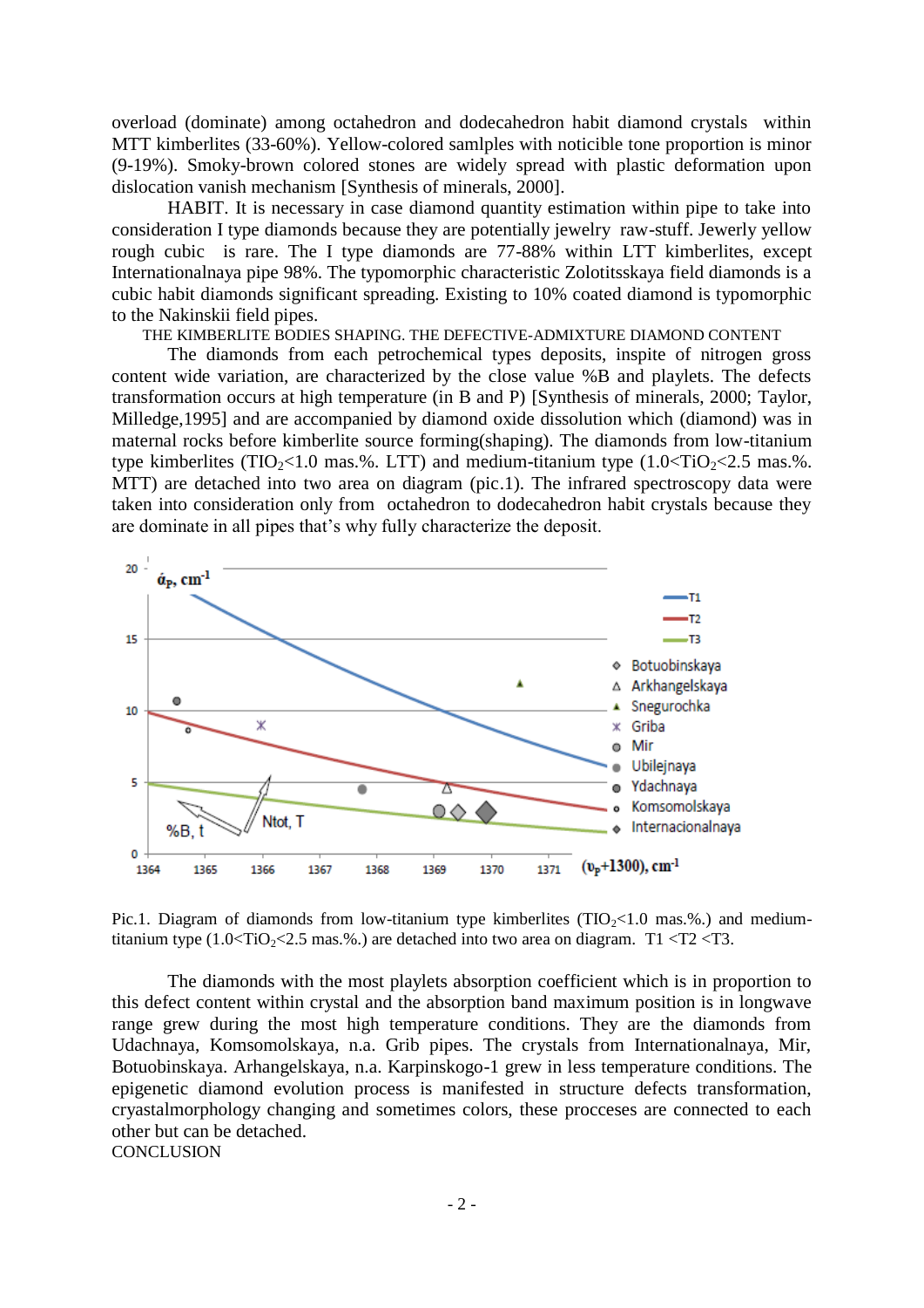overload (dominate) among octahedron and dodecahedron habit diamond crystals within MTT kimberlites (33-60%). Yellow-colored samlples with noticible tone proportion is minor (9-19%). Smoky-brown colored stones are widely spread with plastic deformation upon dislocation vanish mechanism [Synthesis of minerals, 2000].

HABIT. It is necessary in case diamond quantity estimation within pipe to take into consideration I type diamonds because they are potentially jewelry raw-stuff. Jewerly yellow rough cubic is rare. The I type diamonds are 77-88% within LTT kimberlites, except Internationalnaya pipe 98%. The typomorphic characteristic Zolotitsskaya field diamonds is a cubic habit diamonds significant spreading. Existing to 10% coated diamond is typomorphic to the Nakinskii field pipes.

THE KIMBERLITE BODIES SHAPING. THE DEFECTIVE-ADMIXTURE DIAMOND CONTENT

The diamonds from each petrochemical types deposits, inspite of nitrogen gross content wide variation, are characterized by the close value %B and playlets. The defects transformation occurs at high temperature (in B and P) [Synthesis of minerals, 2000; Taylor, Milledge,1995] and are accompanied by diamond oxide dissolution which (diamond) was in maternal rocks before kimberlite source forming(shaping). The diamonds from low-titanium type kimberlites ($TIO_2$<1.0 mas.%. LTT) and medium-titanium type (1.0<$TiO_2$<2.5 mas.%. MTT) are detached into two area on diagram (pic.1). The infrared spectroscopy data were taken into consideration only from octahedron to dodecahedron habit crystals because they are dominate in all pipes that's why fully characterize the deposit.

Pic.1. Diagram of diamonds from low-titanium type kimberlites ($TIO_2$<1.0 mas.%.) and medium-titanium type (1.0<$TiO_2$<2.5 mas.%.) are detached into two area on diagram. T1 <T2 <T3.

The diamonds with the most playlets absorption coefficient which is in proportion to this defect content within crystal and the absorption band maximum position is in longwave range grew during the most high temperature conditions. They are the diamonds from Udachnaya, Komsomolskaya, n.a. Grib pipes. The crystals from Internationalnaya, Mir, Botuobinskaya. Arhangelskaya, n.a. Karpinskogo-1 grew in less temperature conditions. The epigenetic diamond evolution process is manifested in structure defects transformation, cryastalmorphology changing and sometimes colors, these procceses are connected to each other but can be detached.

CONCLUSION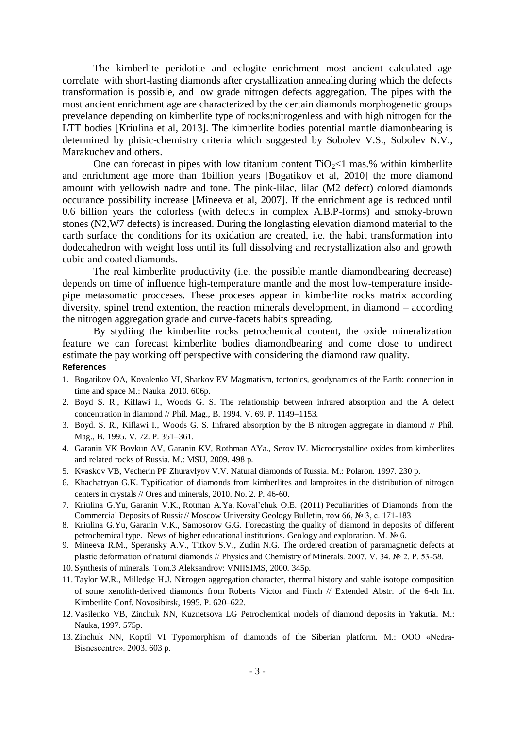The kimberlite peridotite and eclogite enrichment most ancient calculated age correlate with short-lasting diamonds after crystallization annealing during which the defects transformation is possible, and low grade nitrogen defects aggregation. The pipes with the most ancient enrichment age are characterized by the certain diamonds morphogenetic groups prevelance depending on kimberlite type of rocks:nitrogenless and with high nitrogen for the LTT bodies [Kriulina et al, 2013]. The kimberlite bodies potential mantle diamonbearing is determined by phisic-chemistry criteria which suggested by Sobolev V.S., Sobolev N.V., Marakuchev and others.

One can forecast in pipes with low titanium content $TiO_2$<1 mas.% within kimberlite and enrichment age more than 1billion years [Bogatikov et al, 2010] the more diamond amount with yellowish nadre and tone. The pink-lilac, lilac (M2 defect) colored diamonds occurance possibility increase [Mineeva et al, 2007]. If the enrichment age is reduced until 0.6 billion years the colorless (with defects in complex A.B.P-forms) and smoky-brown stones (N2,W7 defects) is increased. During the longlasting elevation diamond material to the earth surface the conditions for its oxidation are created, i.e. the habit transformation into dodecahedron with weight loss until its full dissolving and recrystallization also and growth cubic and coated diamonds.

The real kimberlite productivity (i.e. the possible mantle diamondbearing decrease) depends on time of influence high-temperature mantle and the most low-temperature inside-pipe metasomatic procceses. These proceses appear in kimberlite rocks matrix according diversity, spinel trend extention, the reaction minerals development, in diamond – according the nitrogen aggregation grade and curve-facets habits spreading.

By stydiing the kimberlite rocks petrochemical content, the oxide mineralization feature we can forecast kimberlite bodies diamondbearing and come close to undirect estimate the pay working off perspective with considering the diamond raw quality.

**References**

1. Bogatikov OA, Kovalenko VI, Sharkov EV Magmatism, tectonics, geodynamics of the Earth: connection in time and space M.: Nauka, 2010. 606p.
2. Boyd S. R., Kiflawi I., Woods G. S. The relationship between infrared absorption and the A defect concentration in diamond // Phil. Mag., B. 1994. V. 69. P. 1149–1153.
3. Boyd. S. R., Kiflawi I., Woods G. S. Infrared absorption by the B nitrogen aggregate in diamond // Phil. Mag., B. 1995. V. 72. P. 351–361.
4. Garanin VK Bovkun AV, Garanin KV, Rothman AYa., Serov IV. Microcrystalline oxides from kimberlites and related rocks of Russia. M.: MSU, 2009. 498 p.
5. Kvaskov VB, Vecherin PP Zhuravlyov V.V. Natural diamonds of Russia. M.: Polaron. 1997. 230 p.
6. Khachatryan G.K. Typification of diamonds from kimberlites and lamproites in the distribution of nitrogen centers in crystals // Ores and minerals, 2010. No. 2. P. 46-60.
7. Kriulina G.Yu, Garanin V.K., Rotman A.Ya, Koval'chuk O.E. (2011) Peculiarities of Diamonds from the Commercial Deposits of Russia// Moscow University Geology Bulletin, том 66, № 3, с. 171-183
8. Kriulina G.Yu, Garanin V.K., Samosorov G.G. Forecasting the quality of diamond in deposits of different petrochemical type. News of higher educational institutions. Geology and exploration. M. № 6.
9. Mineeva R.M., Speransky A.V., Titkov S.V., Zudin N.G. The ordered creation of paramagnetic defects at plastic deformation of natural diamonds // Physics and Chemistry of Minerals. 2007. V. 34. № 2. P. 53-58.
10. Synthesis of minerals. Tom.3 Aleksandrov: VNIISIMS, 2000. 345p.
11. Taylor W.R., Milledge H.J. Nitrogen aggregation character, thermal history and stable isotope composition of some xenolith-derived diamonds from Roberts Victor and Finch // Extended Abstr. of the 6-th Int. Kimberlite Conf. Novosibirsk, 1995. P. 620–622.
12. Vasilenko VB, Zinchuk NN, Kuznetsova LG Petrochemical models of diamond deposits in Yakutia. M.: Nauka, 1997. 575p.
13. Zinchuk NN, Koptil VI Typomorphism of diamonds of the Siberian platform. M.: OOO «Nedra-Bisnescentre». 2003. 603 p.